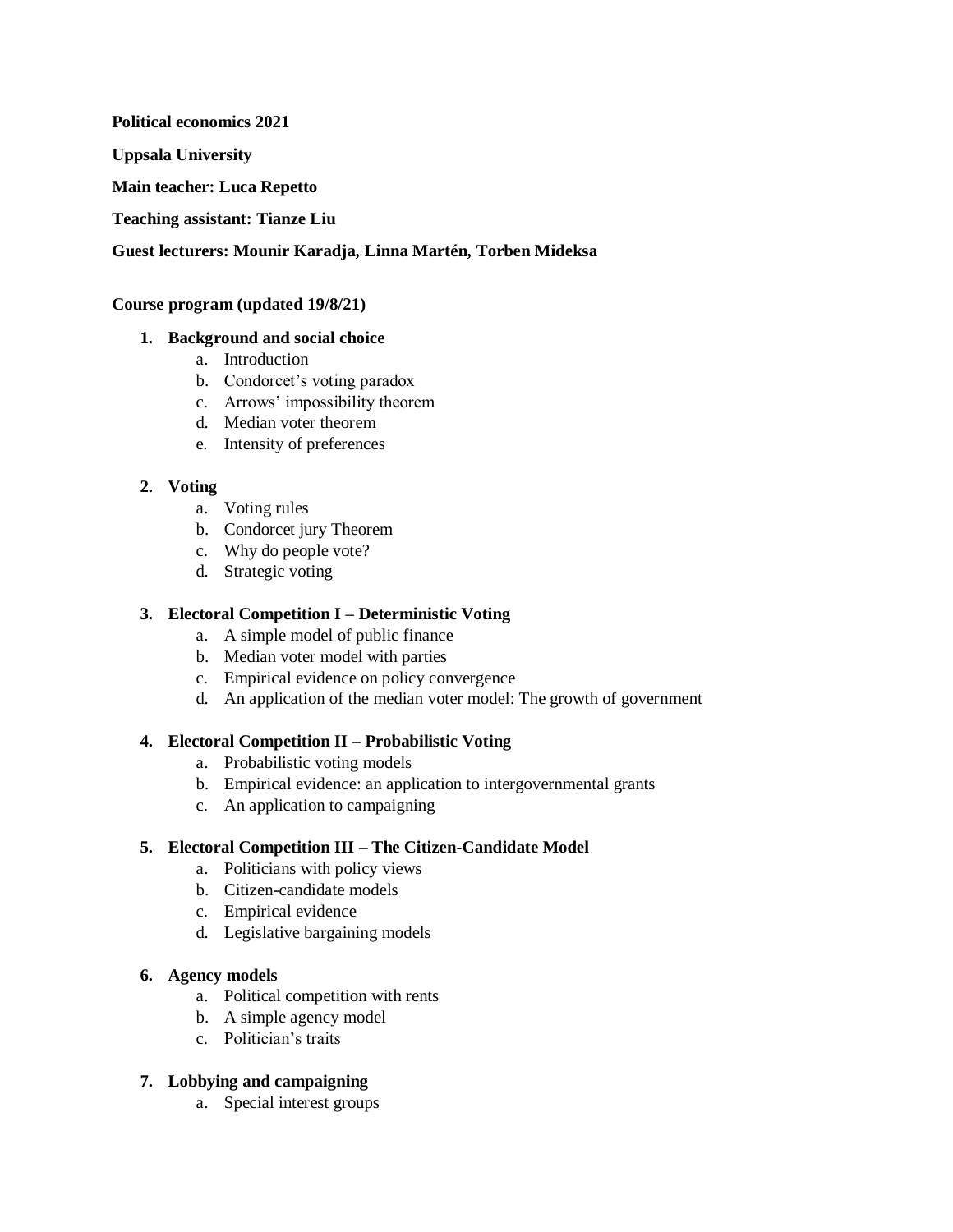**Political economics 2021**

**Uppsala University**

**Main teacher: Luca Repetto**

**Teaching assistant: Tianze Liu**

**Guest lecturers: Mounir Karadja, Linna Martén, Torben Mideksa**

**Course program (updated 19/8/21)**

1. **Background and social choice**
    a. Introduction
    b. Condorcet's voting paradox
    c. Arrows' impossibility theorem
    d. Median voter theorem
    e. Intensity of preferences

2. **Voting**
    a. Voting rules
    b. Condorcet jury Theorem
    c. Why do people vote?
    d. Strategic voting

3. **Electoral Competition I – Deterministic Voting**
    a. A simple model of public finance
    b. Median voter model with parties
    c. Empirical evidence on policy convergence
    d. An application of the median voter model: The growth of government

4. **Electoral Competition II – Probabilistic Voting**
    a. Probabilistic voting models
    b. Empirical evidence: an application to intergovernmental grants
    c. An application to campaigning

5. **Electoral Competition III – The Citizen-Candidate Model**
    a. Politicians with policy views
    b. Citizen-candidate models
    c. Empirical evidence
    d. Legislative bargaining models

6. **Agency models**
    a. Political competition with rents
    b. A simple agency model
    c. Politician's traits

7. **Lobbying and campaigning**
    a. Special interest groups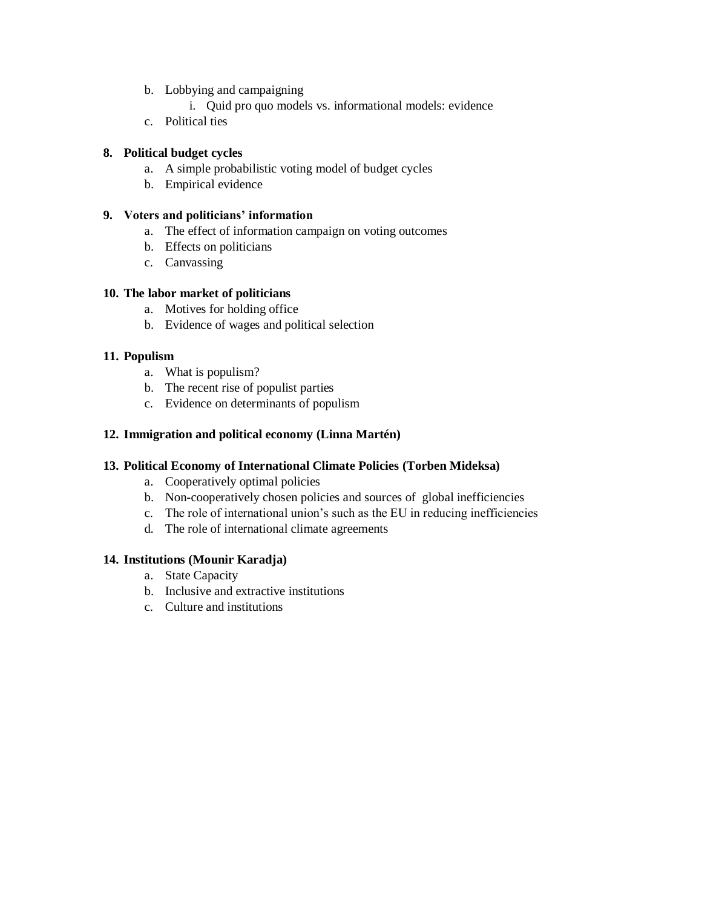b. Lobbying and campaigning
      i. Quid pro quo models vs. informational models: evidence
   c. Political ties

**8. Political budget cycles**
   a. A simple probabilistic voting model of budget cycles
   b. Empirical evidence

**9. Voters and politicians' information**
   a. The effect of information campaign on voting outcomes
   b. Effects on politicians
   c. Canvassing

**10. The labor market of politicians**
   a. Motives for holding office
   b. Evidence of wages and political selection

**11. Populism**
   a. What is populism?
   b. The recent rise of populist parties
   c. Evidence on determinants of populism

**12. Immigration and political economy (Linna Martén)**

**13. Political Economy of International Climate Policies (Torben Mideksa)**
   a. Cooperatively optimal policies
   b. Non-cooperatively chosen policies and sources of global inefficiencies
   c. The role of international union's such as the EU in reducing inefficiencies
   d. The role of international climate agreements

**14. Institutions (Mounir Karadja)**
   a. State Capacity
   b. Inclusive and extractive institutions
   c. Culture and institutions